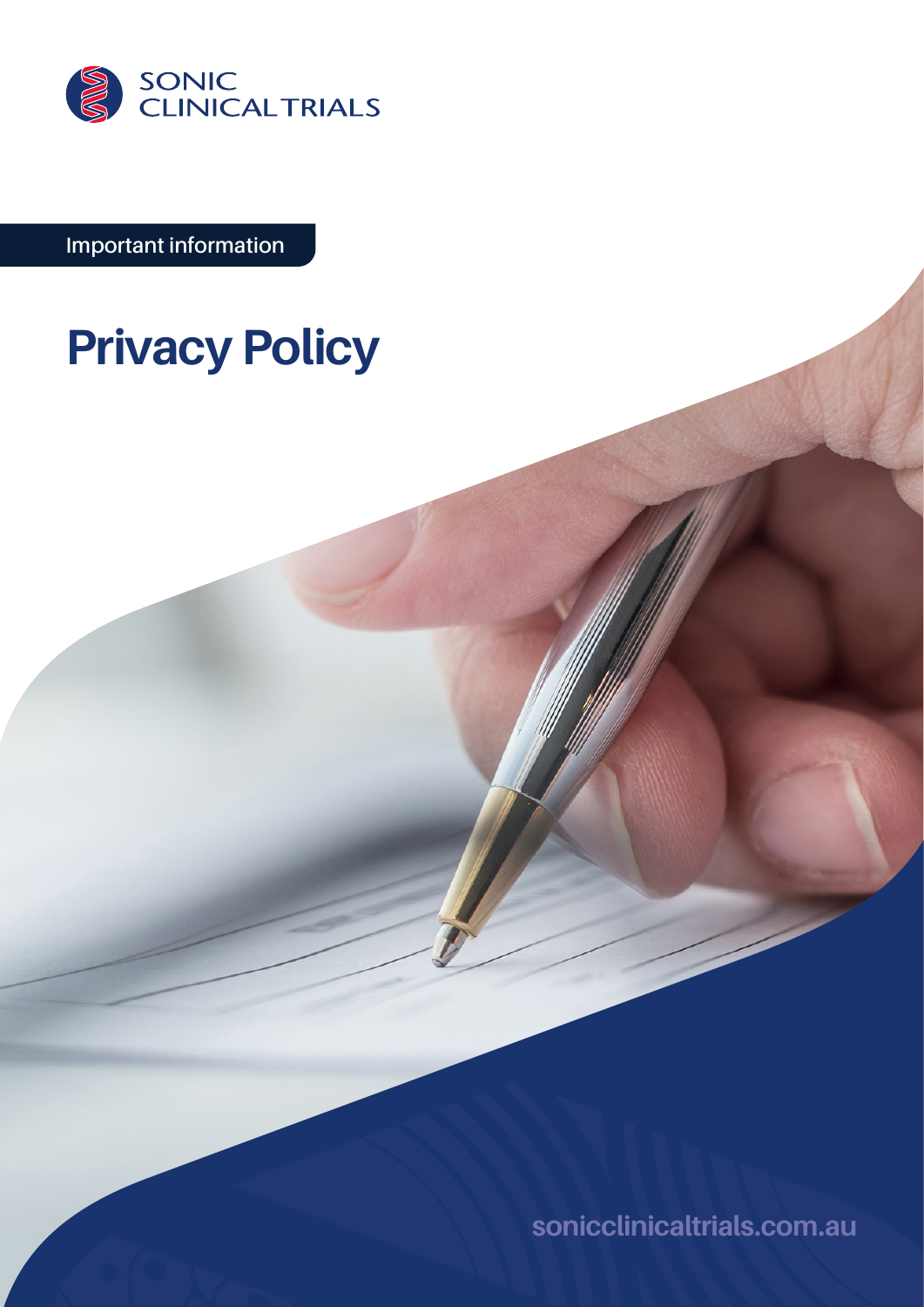SONIC CLINICAL TRIALS

Important information

# Privacy Policy

sonicclinicaltrials.com.au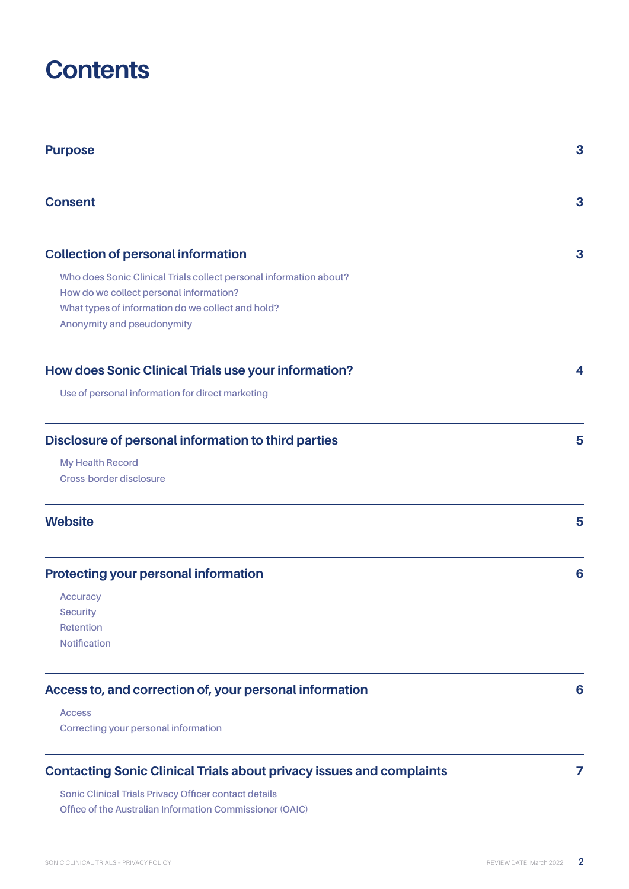# Contents

| | |
|---|---|
| **Purpose** | **3** |
| **Consent** | **3** |
| **Collection of personal information** | **3** |
| Who does Sonic Clinical Trials collect personal information about? | |
| How do we collect personal information? | |
| What types of information do we collect and hold? | |
| Anonymity and pseudonymity | |
| **How does Sonic Clinical Trials use your information?** | **4** |
| Use of personal information for direct marketing | |
| **Disclosure of personal information to third parties** | **5** |
| My Health Record | |
| Cross-border disclosure | |
| **Website** | **5** |
| **Protecting your personal information** | **6** |
| Accuracy | |
| Security | |
| Retention | |
| Notification | |
| **Access to, and correction of, your personal information** | **6** |
| Access | |
| Correcting your personal information | |
| **Contacting Sonic Clinical Trials about privacy issues and complaints** | **7** |
| Sonic Clinical Trials Privacy Officer contact details | |
| Office of the Australian Information Commissioner (OAIC) | |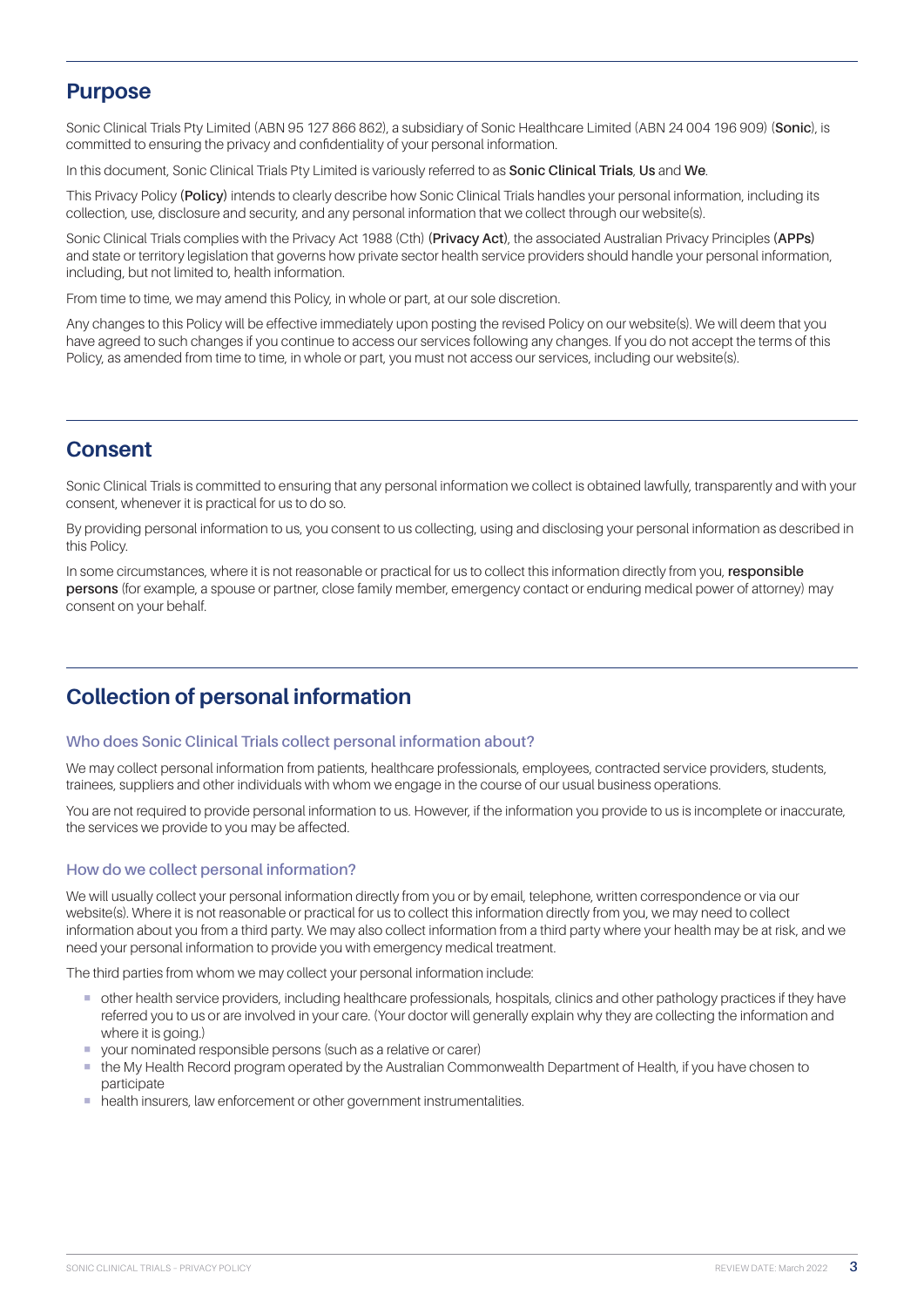## Purpose

Sonic Clinical Trials Pty Limited (ABN 95 127 866 862), a subsidiary of Sonic Healthcare Limited (ABN 24 004 196 909) (**Sonic**), is committed to ensuring the privacy and confidentiality of your personal information.

In this document, Sonic Clinical Trials Pty Limited is variously referred to as **Sonic Clinical Trials**, **Us** and **We**.

This Privacy Policy (**Policy**) intends to clearly describe how Sonic Clinical Trials handles your personal information, including its collection, use, disclosure and security, and any personal information that we collect through our website(s).

Sonic Clinical Trials complies with the Privacy Act 1988 (Cth) (**Privacy Act**), the associated Australian Privacy Principles (**APPs**) and state or territory legislation that governs how private sector health service providers should handle your personal information, including, but not limited to, health information.

From time to time, we may amend this Policy, in whole or part, at our sole discretion.

Any changes to this Policy will be effective immediately upon posting the revised Policy on our website(s). We will deem that you have agreed to such changes if you continue to access our services following any changes. If you do not accept the terms of this Policy, as amended from time to time, in whole or part, you must not access our services, including our website(s).

## Consent

Sonic Clinical Trials is committed to ensuring that any personal information we collect is obtained lawfully, transparently and with your consent, whenever it is practical for us to do so.

By providing personal information to us, you consent to us collecting, using and disclosing your personal information as described in this Policy.

In some circumstances, where it is not reasonable or practical for us to collect this information directly from you, **responsible persons** (for example, a spouse or partner, close family member, emergency contact or enduring medical power of attorney) may consent on your behalf.

## Collection of personal information

### Who does Sonic Clinical Trials collect personal information about?

We may collect personal information from patients, healthcare professionals, employees, contracted service providers, students, trainees, suppliers and other individuals with whom we engage in the course of our usual business operations.

You are not required to provide personal information to us. However, if the information you provide to us is incomplete or inaccurate, the services we provide to you may be affected.

### How do we collect personal information?

We will usually collect your personal information directly from you or by email, telephone, written correspondence or via our website(s). Where it is not reasonable or practical for us to collect this information directly from you, we may need to collect information about you from a third party. We may also collect information from a third party where your health may be at risk, and we need your personal information to provide you with emergency medical treatment.

The third parties from whom we may collect your personal information include:

- other health service providers, including healthcare professionals, hospitals, clinics and other pathology practices if they have referred you to us or are involved in your care. (Your doctor will generally explain why they are collecting the information and where it is going.)
- your nominated responsible persons (such as a relative or carer)
- the My Health Record program operated by the Australian Commonwealth Department of Health, if you have chosen to participate
- health insurers, law enforcement or other government instrumentalities.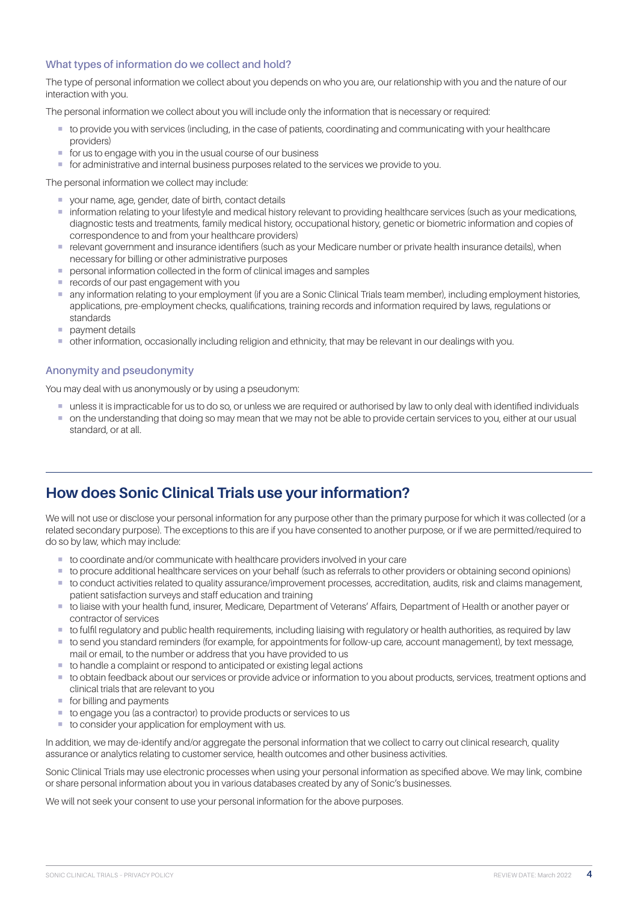### What types of information do we collect and hold?

The type of personal information we collect about you depends on who you are, our relationship with you and the nature of our interaction with you.

The personal information we collect about you will include only the information that is necessary or required:

- to provide you with services (including, in the case of patients, coordinating and communicating with your healthcare providers)
- for us to engage with you in the usual course of our business
- for administrative and internal business purposes related to the services we provide to you.

The personal information we collect may include:

- your name, age, gender, date of birth, contact details
- information relating to your lifestyle and medical history relevant to providing healthcare services (such as your medications, diagnostic tests and treatments, family medical history, occupational history, genetic or biometric information and copies of correspondence to and from your healthcare providers)
- relevant government and insurance identifiers (such as your Medicare number or private health insurance details), when necessary for billing or other administrative purposes
- personal information collected in the form of clinical images and samples
- records of our past engagement with you
- any information relating to your employment (if you are a Sonic Clinical Trials team member), including employment histories, applications, pre-employment checks, qualifications, training records and information required by laws, regulations or standards
- payment details
- other information, occasionally including religion and ethnicity, that may be relevant in our dealings with you.

### Anonymity and pseudonymity

You may deal with us anonymously or by using a pseudonym:

- unless it is impracticable for us to do so, or unless we are required or authorised by law to only deal with identified individuals
- on the understanding that doing so may mean that we may not be able to provide certain services to you, either at our usual standard, or at all.

## How does Sonic Clinical Trials use your information?

We will not use or disclose your personal information for any purpose other than the primary purpose for which it was collected (or a related secondary purpose). The exceptions to this are if you have consented to another purpose, or if we are permitted/required to do so by law, which may include:

- to coordinate and/or communicate with healthcare providers involved in your care
- to procure additional healthcare services on your behalf (such as referrals to other providers or obtaining second opinions)
- to conduct activities related to quality assurance/improvement processes, accreditation, audits, risk and claims management, patient satisfaction surveys and staff education and training
- to liaise with your health fund, insurer, Medicare, Department of Veterans' Affairs, Department of Health or another payer or contractor of services
- to fulfil regulatory and public health requirements, including liaising with regulatory or health authorities, as required by law
- to send you standard reminders (for example, for appointments for follow-up care, account management), by text message, mail or email, to the number or address that you have provided to us
- to handle a complaint or respond to anticipated or existing legal actions
- to obtain feedback about our services or provide advice or information to you about products, services, treatment options and clinical trials that are relevant to you
- for billing and payments
- to engage you (as a contractor) to provide products or services to us
- to consider your application for employment with us.

In addition, we may de-identify and/or aggregate the personal information that we collect to carry out clinical research, quality assurance or analytics relating to customer service, health outcomes and other business activities.

Sonic Clinical Trials may use electronic processes when using your personal information as specified above. We may link, combine or share personal information about you in various databases created by any of Sonic's businesses.

We will not seek your consent to use your personal information for the above purposes.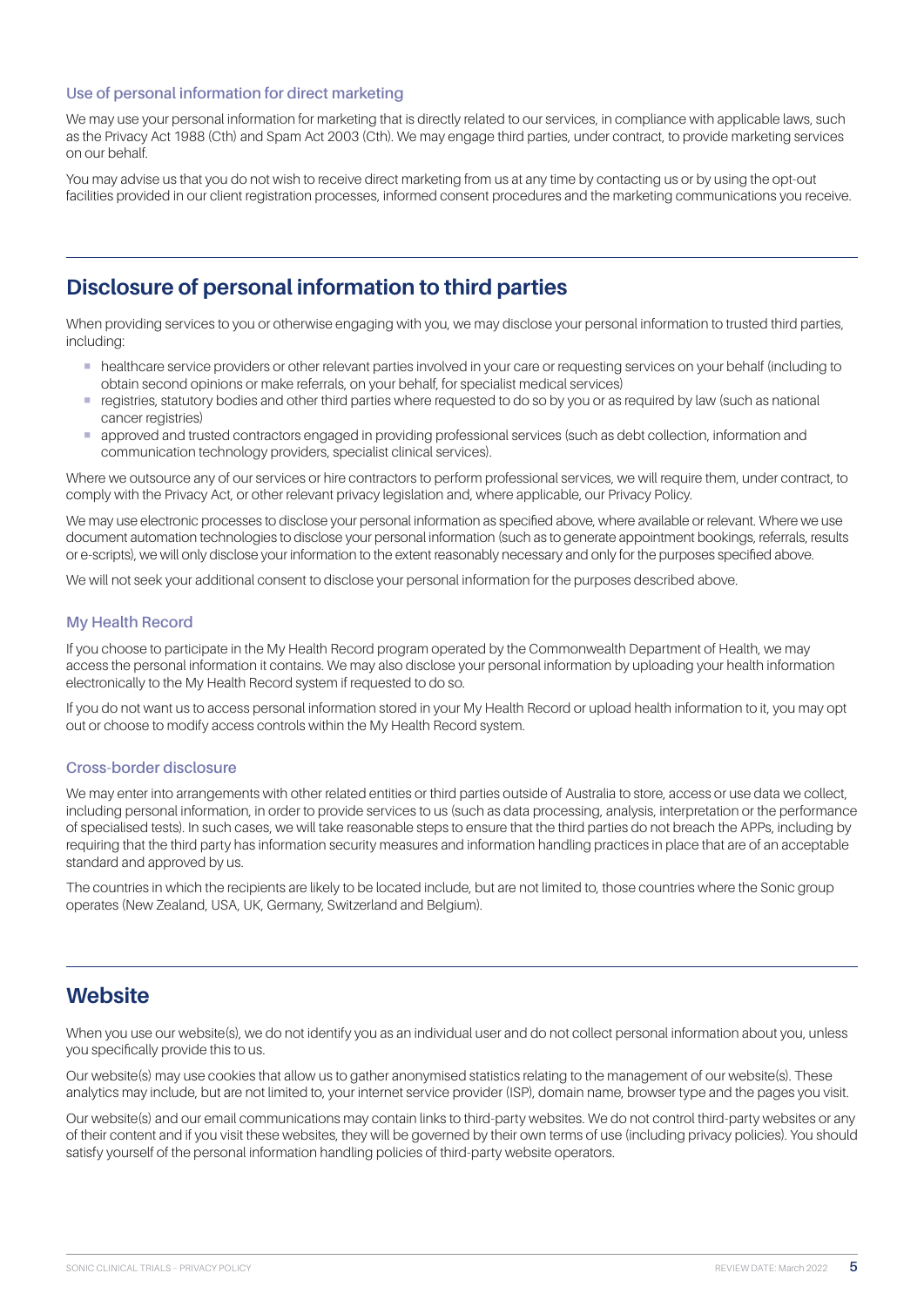### Use of personal information for direct marketing

We may use your personal information for marketing that is directly related to our services, in compliance with applicable laws, such as the Privacy Act 1988 (Cth) and Spam Act 2003 (Cth). We may engage third parties, under contract, to provide marketing services on our behalf.

You may advise us that you do not wish to receive direct marketing from us at any time by contacting us or by using the opt-out facilities provided in our client registration processes, informed consent procedures and the marketing communications you receive.

## Disclosure of personal information to third parties

When providing services to you or otherwise engaging with you, we may disclose your personal information to trusted third parties, including:

- healthcare service providers or other relevant parties involved in your care or requesting services on your behalf (including to obtain second opinions or make referrals, on your behalf, for specialist medical services)
- registries, statutory bodies and other third parties where requested to do so by you or as required by law (such as national cancer registries)
- approved and trusted contractors engaged in providing professional services (such as debt collection, information and communication technology providers, specialist clinical services).

Where we outsource any of our services or hire contractors to perform professional services, we will require them, under contract, to comply with the Privacy Act, or other relevant privacy legislation and, where applicable, our Privacy Policy.

We may use electronic processes to disclose your personal information as specified above, where available or relevant. Where we use document automation technologies to disclose your personal information (such as to generate appointment bookings, referrals, results or e-scripts), we will only disclose your information to the extent reasonably necessary and only for the purposes specified above.

We will not seek your additional consent to disclose your personal information for the purposes described above.

### My Health Record

If you choose to participate in the My Health Record program operated by the Commonwealth Department of Health, we may access the personal information it contains. We may also disclose your personal information by uploading your health information electronically to the My Health Record system if requested to do so.

If you do not want us to access personal information stored in your My Health Record or upload health information to it, you may opt out or choose to modify access controls within the My Health Record system.

### Cross-border disclosure

We may enter into arrangements with other related entities or third parties outside of Australia to store, access or use data we collect, including personal information, in order to provide services to us (such as data processing, analysis, interpretation or the performance of specialised tests). In such cases, we will take reasonable steps to ensure that the third parties do not breach the APPs, including by requiring that the third party has information security measures and information handling practices in place that are of an acceptable standard and approved by us.

The countries in which the recipients are likely to be located include, but are not limited to, those countries where the Sonic group operates (New Zealand, USA, UK, Germany, Switzerland and Belgium).

## Website

When you use our website(s), we do not identify you as an individual user and do not collect personal information about you, unless you specifically provide this to us.

Our website(s) may use cookies that allow us to gather anonymised statistics relating to the management of our website(s). These analytics may include, but are not limited to, your internet service provider (ISP), domain name, browser type and the pages you visit.

Our website(s) and our email communications may contain links to third-party websites. We do not control third-party websites or any of their content and if you visit these websites, they will be governed by their own terms of use (including privacy policies). You should satisfy yourself of the personal information handling policies of third-party website operators.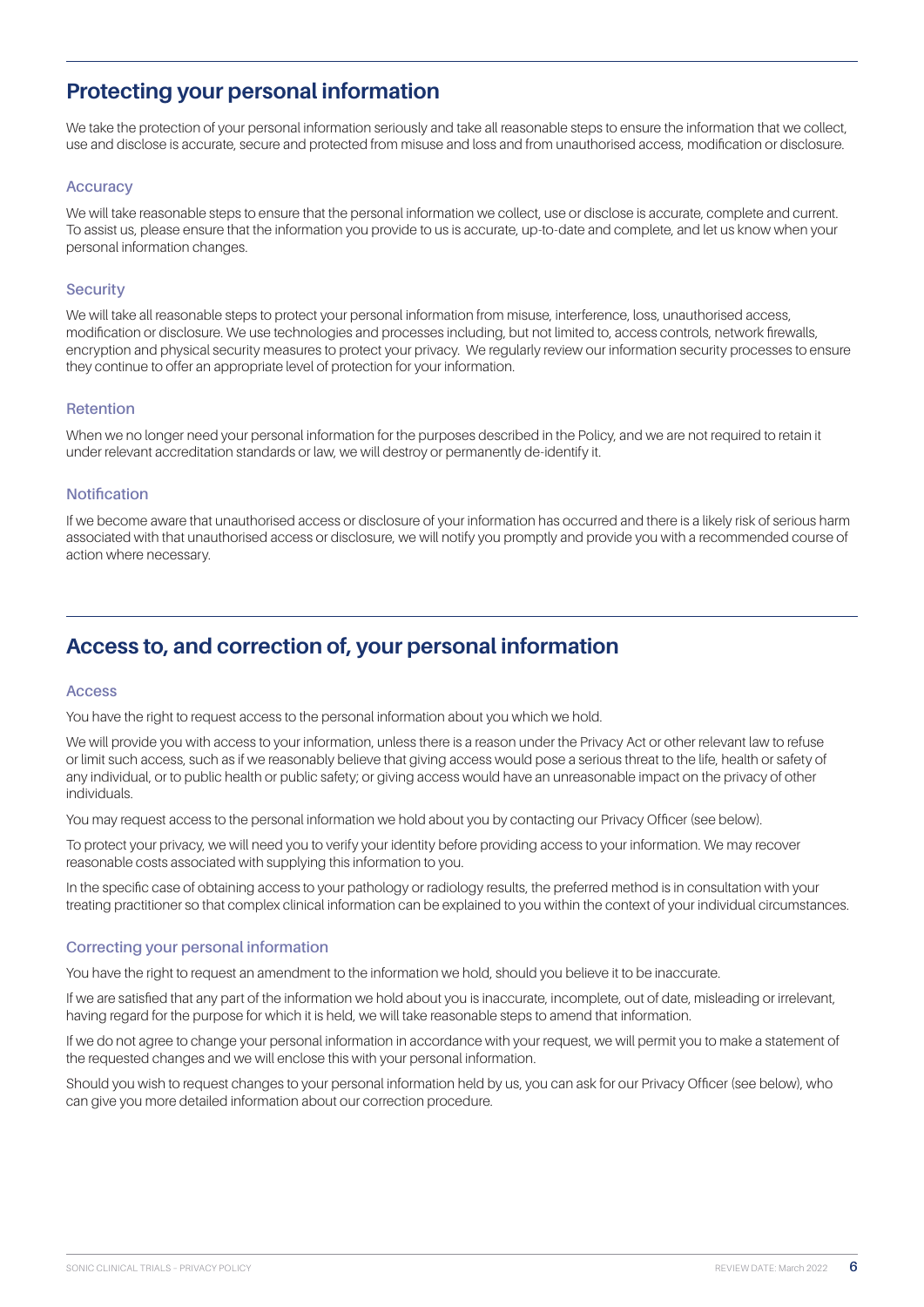## Protecting your personal information

We take the protection of your personal information seriously and take all reasonable steps to ensure the information that we collect, use and disclose is accurate, secure and protected from misuse and loss and from unauthorised access, modification or disclosure.

### Accuracy

We will take reasonable steps to ensure that the personal information we collect, use or disclose is accurate, complete and current. To assist us, please ensure that the information you provide to us is accurate, up-to-date and complete, and let us know when your personal information changes.

### Security

We will take all reasonable steps to protect your personal information from misuse, interference, loss, unauthorised access, modification or disclosure. We use technologies and processes including, but not limited to, access controls, network firewalls, encryption and physical security measures to protect your privacy. We regularly review our information security processes to ensure they continue to offer an appropriate level of protection for your information.

### Retention

When we no longer need your personal information for the purposes described in the Policy, and we are not required to retain it under relevant accreditation standards or law, we will destroy or permanently de-identify it.

### Notification

If we become aware that unauthorised access or disclosure of your information has occurred and there is a likely risk of serious harm associated with that unauthorised access or disclosure, we will notify you promptly and provide you with a recommended course of action where necessary.

## Access to, and correction of, your personal information

### Access

You have the right to request access to the personal information about you which we hold.

We will provide you with access to your information, unless there is a reason under the Privacy Act or other relevant law to refuse or limit such access, such as if we reasonably believe that giving access would pose a serious threat to the life, health or safety of any individual, or to public health or public safety; or giving access would have an unreasonable impact on the privacy of other individuals.

You may request access to the personal information we hold about you by contacting our Privacy Officer (see below).

To protect your privacy, we will need you to verify your identity before providing access to your information. We may recover reasonable costs associated with supplying this information to you.

In the specific case of obtaining access to your pathology or radiology results, the preferred method is in consultation with your treating practitioner so that complex clinical information can be explained to you within the context of your individual circumstances.

### Correcting your personal information

You have the right to request an amendment to the information we hold, should you believe it to be inaccurate.

If we are satisfied that any part of the information we hold about you is inaccurate, incomplete, out of date, misleading or irrelevant, having regard for the purpose for which it is held, we will take reasonable steps to amend that information.

If we do not agree to change your personal information in accordance with your request, we will permit you to make a statement of the requested changes and we will enclose this with your personal information.

Should you wish to request changes to your personal information held by us, you can ask for our Privacy Officer (see below), who can give you more detailed information about our correction procedure.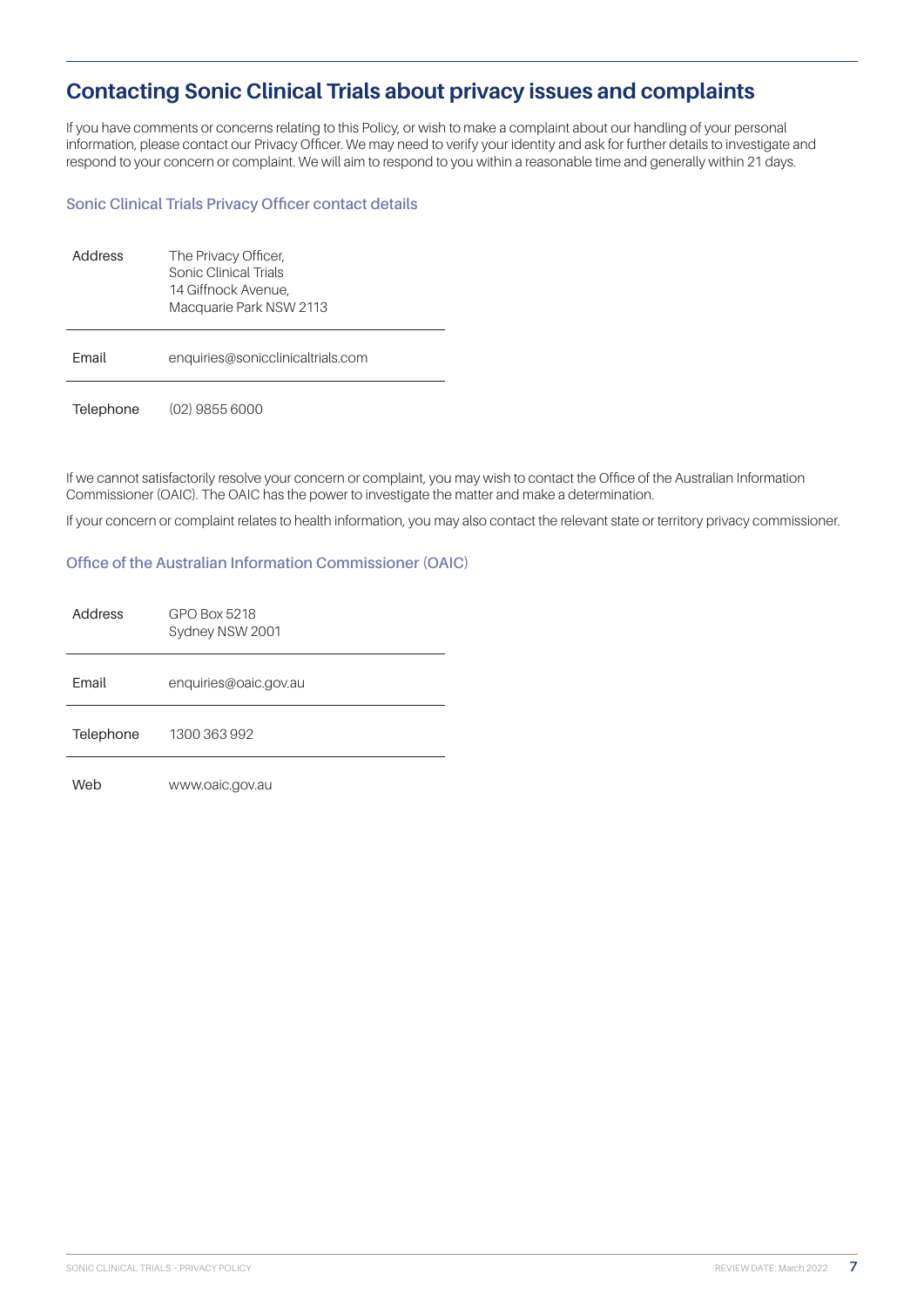## Contacting Sonic Clinical Trials about privacy issues and complaints

If you have comments or concerns relating to this Policy, or wish to make a complaint about our handling of your personal information, please contact our Privacy Officer. We may need to verify your identity and ask for further details to investigate and respond to your concern or complaint. We will aim to respond to you within a reasonable time and generally within 21 days.

### Sonic Clinical Trials Privacy Officer contact details

| | |
|---|---|
| Address | The Privacy Officer,<br>Sonic Clinical Trials<br>14 Giffnock Avenue,<br>Macquarie Park NSW 2113 |
| Email | enquiries@sonicclinicaltrials.com |
| Telephone | (02) 9855 6000 |

If we cannot satisfactorily resolve your concern or complaint, you may wish to contact the Office of the Australian Information Commissioner (OAIC). The OAIC has the power to investigate the matter and make a determination.

If your concern or complaint relates to health information, you may also contact the relevant state or territory privacy commissioner.

### Office of the Australian Information Commissioner (OAIC)

| | |
|---|---|
| Address | GPO Box 5218<br>Sydney NSW 2001 |
| Email | enquiries@oaic.gov.au |
| Telephone | 1300 363 992 |
| Web | www.oaic.gov.au |